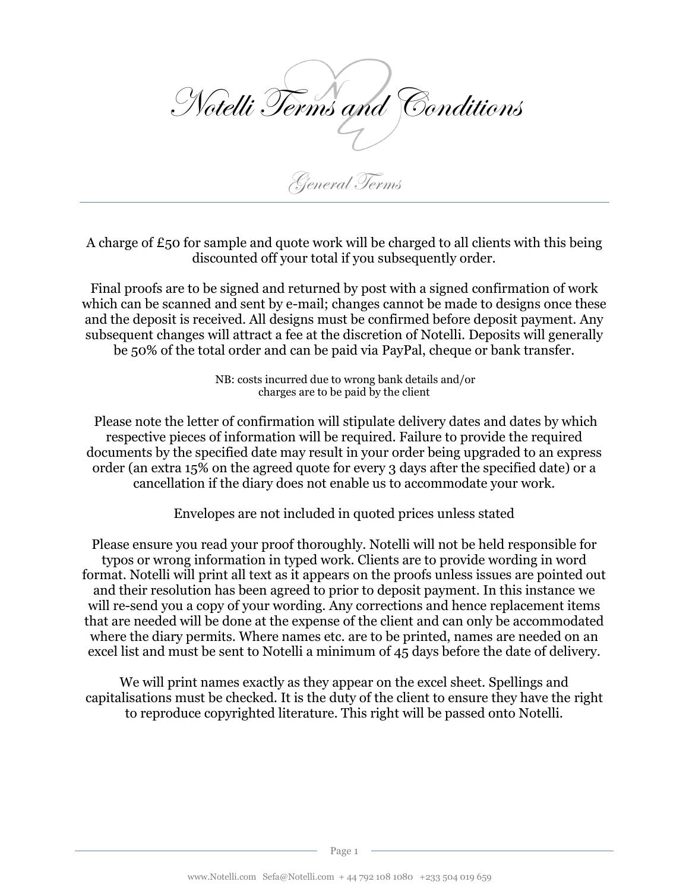# Notelli Terms and Conditions

## General Terms

A charge of £50 for sample and quote work will be charged to all clients with this being discounted off your total if you subsequently order.

Final proofs are to be signed and returned by post with a signed confirmation of work which can be scanned and sent by e-mail; changes cannot be made to designs once these and the deposit is received. All designs must be confirmed before deposit payment. Any subsequent changes will attract a fee at the discretion of Notelli. Deposits will generally be 50% of the total order and can be paid via PayPal, cheque or bank transfer.

NB: costs incurred due to wrong bank details and/or charges are to be paid by the client

Please note the letter of confirmation will stipulate delivery dates and dates by which respective pieces of information will be required. Failure to provide the required documents by the specified date may result in your order being upgraded to an express order (an extra 15% on the agreed quote for every 3 days after the specified date) or a cancellation if the diary does not enable us to accommodate your work.

Envelopes are not included in quoted prices unless stated

Please ensure you read your proof thoroughly. Notelli will not be held responsible for typos or wrong information in typed work. Clients are to provide wording in word format. Notelli will print all text as it appears on the proofs unless issues are pointed out and their resolution has been agreed to prior to deposit payment. In this instance we will re-send you a copy of your wording. Any corrections and hence replacement items that are needed will be done at the expense of the client and can only be accommodated where the diary permits. Where names etc. are to be printed, names are needed on an excel list and must be sent to Notelli a minimum of 45 days before the date of delivery.

We will print names exactly as they appear on the excel sheet. Spellings and capitalisations must be checked. It is the duty of the client to ensure they have the right to reproduce copyrighted literature. This right will be passed onto Notelli.

www.Notelli.com Sefa@Notelli.com + 44 792 108 1080 +233 504 019 659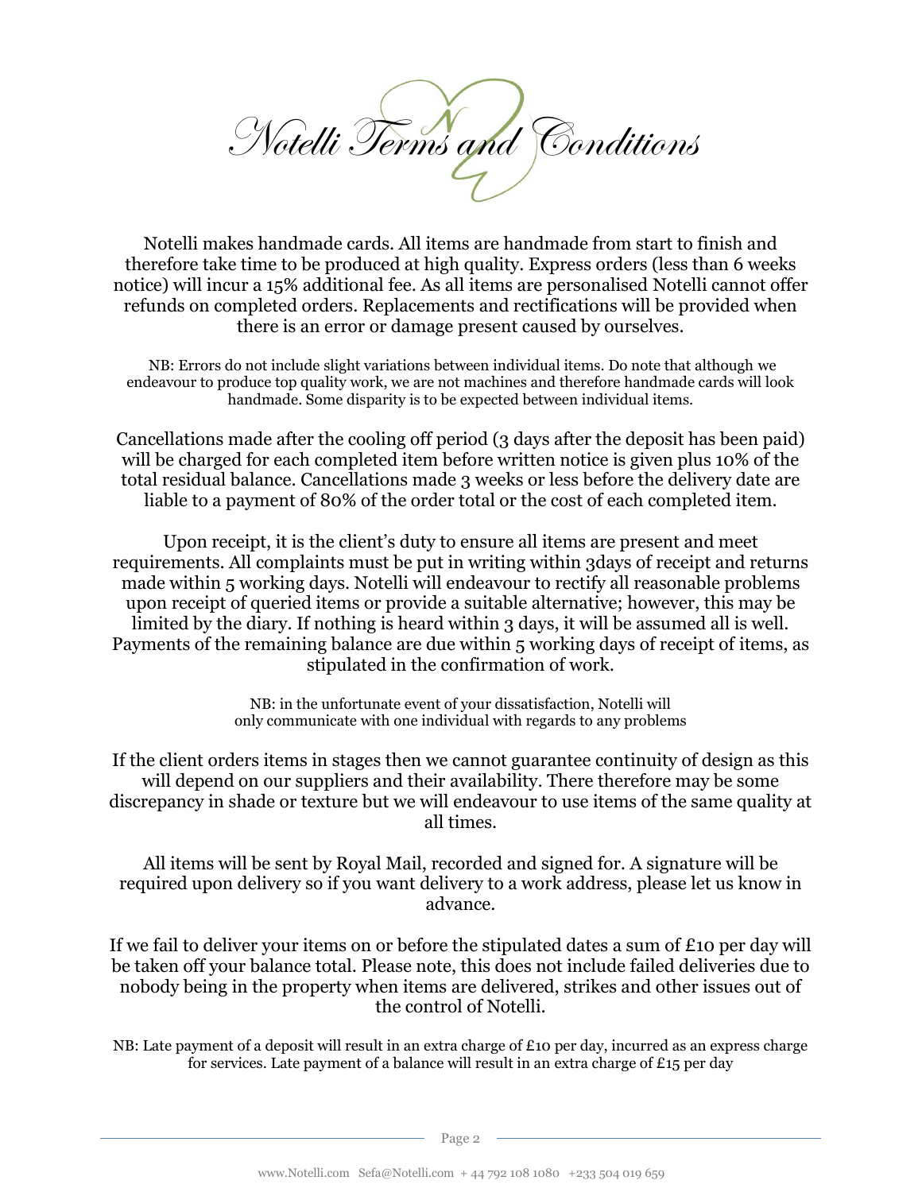# Notelli Terms and Conditions

Notelli makes handmade cards. All items are handmade from start to finish and therefore take time to be produced at high quality. Express orders (less than 6 weeks notice) will incur a 15% additional fee. As all items are personalised Notelli cannot offer refunds on completed orders. Replacements and rectifications will be provided when there is an error or damage present caused by ourselves.

NB: Errors do not include slight variations between individual items. Do note that although we endeavour to produce top quality work, we are not machines and therefore handmade cards will look handmade. Some disparity is to be expected between individual items.

Cancellations made after the cooling off period (3 days after the deposit has been paid) will be charged for each completed item before written notice is given plus 10% of the total residual balance. Cancellations made 3 weeks or less before the delivery date are liable to a payment of 80% of the order total or the cost of each completed item.

Upon receipt, it is the client's duty to ensure all items are present and meet requirements. All complaints must be put in writing within 3days of receipt and returns made within 5 working days. Notelli will endeavour to rectify all reasonable problems upon receipt of queried items or provide a suitable alternative; however, this may be limited by the diary. If nothing is heard within 3 days, it will be assumed all is well. Payments of the remaining balance are due within 5 working days of receipt of items, as stipulated in the confirmation of work.

NB: in the unfortunate event of your dissatisfaction, Notelli will only communicate with one individual with regards to any problems

If the client orders items in stages then we cannot guarantee continuity of design as this will depend on our suppliers and their availability. There therefore may be some discrepancy in shade or texture but we will endeavour to use items of the same quality at all times.

All items will be sent by Royal Mail, recorded and signed for. A signature will be required upon delivery so if you want delivery to a work address, please let us know in advance.

If we fail to deliver your items on or before the stipulated dates a sum of £10 per day will be taken off your balance total. Please note, this does not include failed deliveries due to nobody being in the property when items are delivered, strikes and other issues out of the control of Notelli.

NB: Late payment of a deposit will result in an extra charge of £10 per day, incurred as an express charge for services. Late payment of a balance will result in an extra charge of £15 per day

www.Notelli.com Sefa@Notelli.com + 44 792 108 1080 +233 504 019 659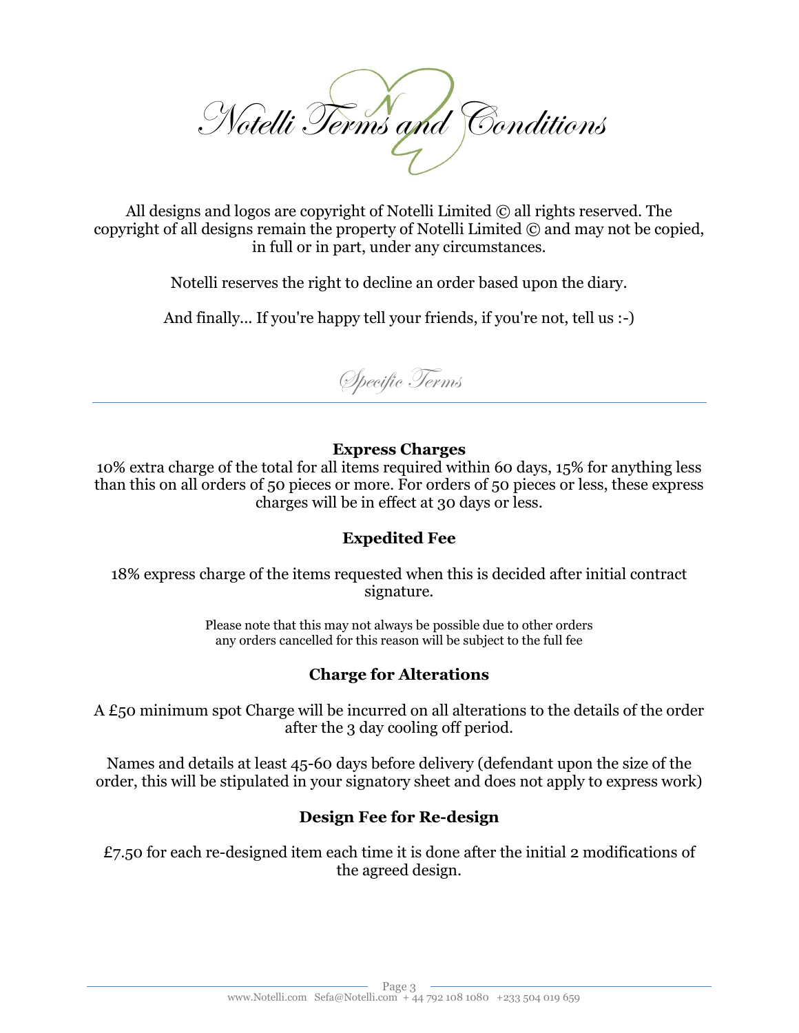# Notelli Terms and Conditions

All designs and logos are copyright of Notelli Limited © all rights reserved. The copyright of all designs remain the property of Notelli Limited © and may not be copied, in full or in part, under any circumstances.

Notelli reserves the right to decline an order based upon the diary.

And finally... If you're happy tell your friends, if you're not, tell us :-)

## Specific Terms

### Express Charges

10% extra charge of the total for all items required within 60 days, 15% for anything less than this on all orders of 50 pieces or more. For orders of 50 pieces or less, these express charges will be in effect at 30 days or less.

### Expedited Fee

18% express charge of the items requested when this is decided after initial contract signature.

Please note that this may not always be possible due to other orders any orders cancelled for this reason will be subject to the full fee

### Charge for Alterations

A £50 minimum spot Charge will be incurred on all alterations to the details of the order after the 3 day cooling off period.

Names and details at least 45-60 days before delivery (defendant upon the size of the order, this will be stipulated in your signatory sheet and does not apply to express work)

### Design Fee for Re-design

£7.50 for each re-designed item each time it is done after the initial 2 modifications of the agreed design.

www.Notelli.com Sefa@Notelli.com + 44 792 108 1080 +233 504 019 659